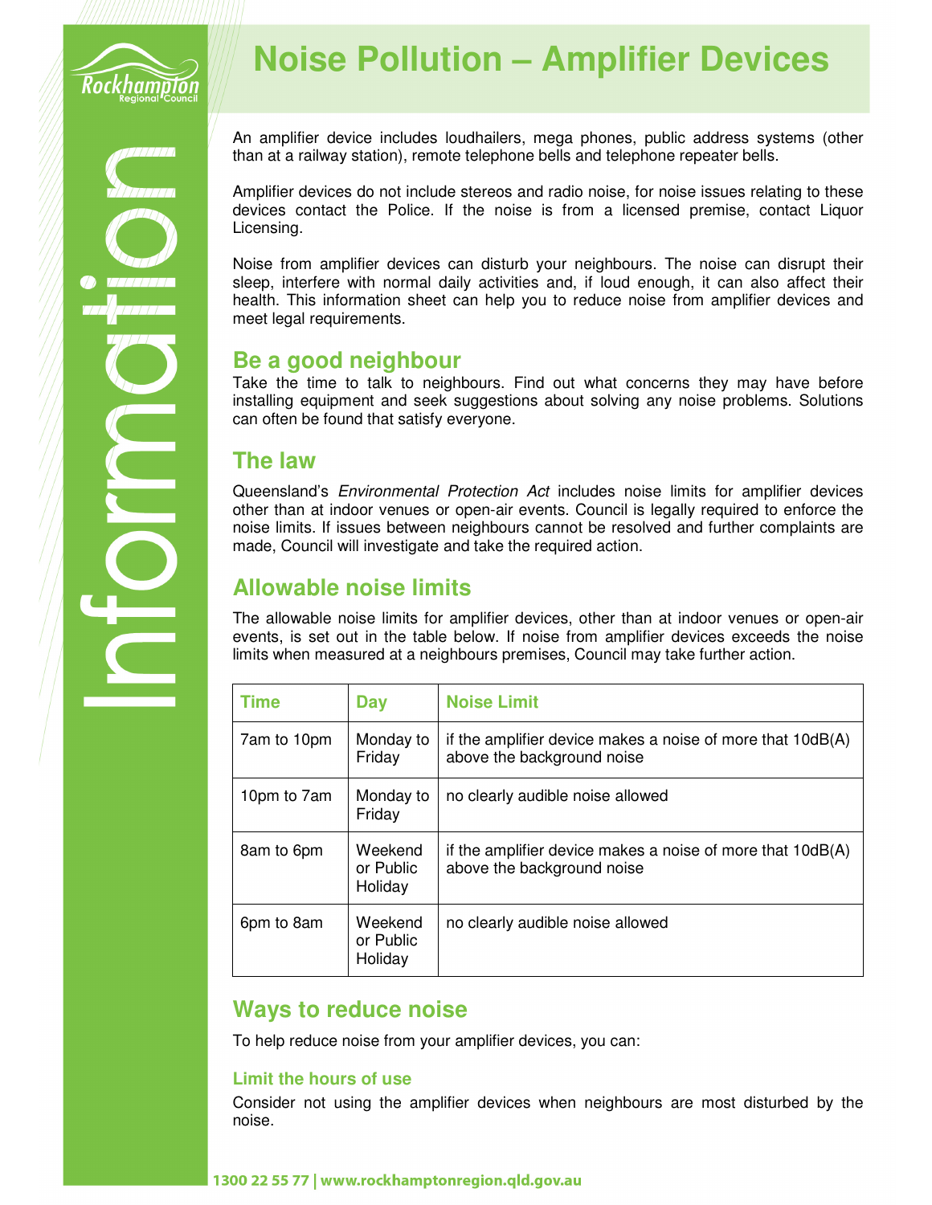# Noise Pollution – Amplifier Devices

An amplifier device includes loudhailers, mega phones, public address systems (other than at a railway station), remote telephone bells and telephone repeater bells.

Amplifier devices do not include stereos and radio noise, for noise issues relating to these devices contact the Police. If the noise is from a licensed premise, contact Liquor Licensing.

Noise from amplifier devices can disturb your neighbours. The noise can disrupt their sleep, interfere with normal daily activities and, if loud enough, it can also affect their health. This information sheet can help you to reduce noise from amplifier devices and meet legal requirements.

## Be a good neighbour

Take the time to talk to neighbours. Find out what concerns they may have before installing equipment and seek suggestions about solving any noise problems. Solutions can often be found that satisfy everyone.

## The law

Queensland's *Environmental Protection Act* includes noise limits for amplifier devices other than at indoor venues or open-air events. Council is legally required to enforce the noise limits. If issues between neighbours cannot be resolved and further complaints are made, Council will investigate and take the required action.

## Allowable noise limits

The allowable noise limits for amplifier devices, other than at indoor venues or open-air events, is set out in the table below. If noise from amplifier devices exceeds the noise limits when measured at a neighbours premises, Council may take further action.

| Time | Day | Noise Limit |
|---|---|---|
| 7am to 10pm | Monday to Friday | if the amplifier device makes a noise of more that 10dB(A) above the background noise |
| 10pm to 7am | Monday to Friday | no clearly audible noise allowed |
| 8am to 6pm | Weekend or Public Holiday | if the amplifier device makes a noise of more that 10dB(A) above the background noise |
| 6pm to 8am | Weekend or Public Holiday | no clearly audible noise allowed |

## Ways to reduce noise

To help reduce noise from your amplifier devices, you can:

### Limit the hours of use

Consider not using the amplifier devices when neighbours are most disturbed by the noise.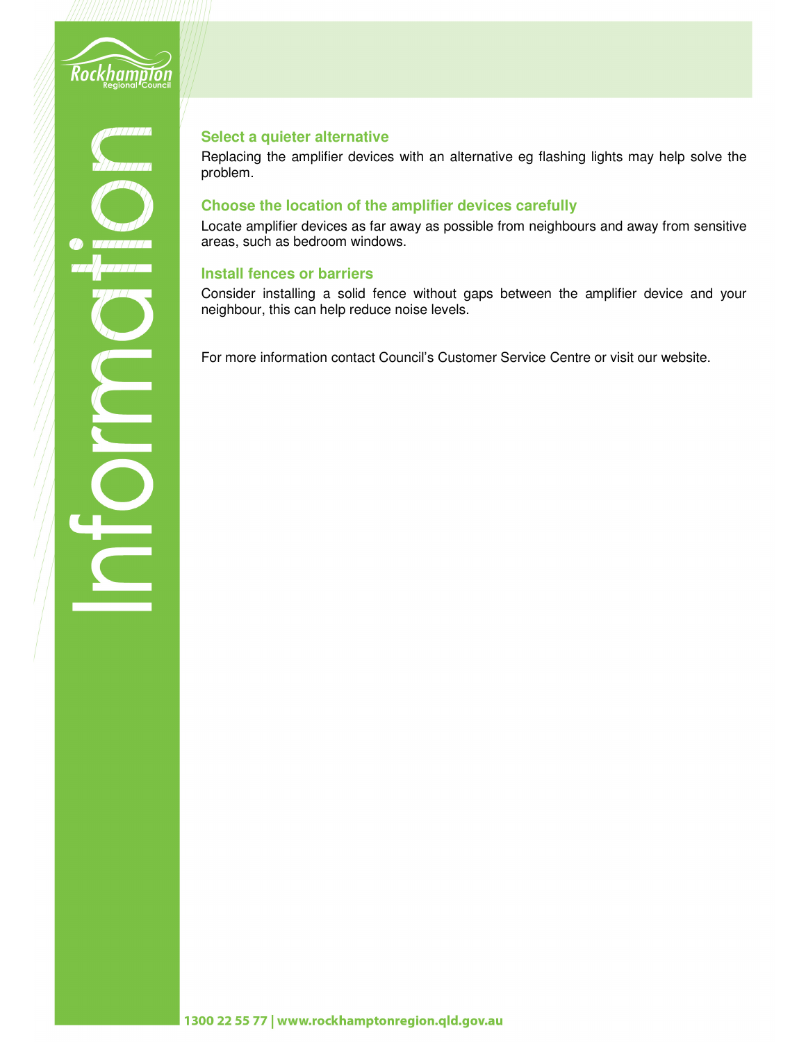### Select a quieter alternative

Replacing the amplifier devices with an alternative eg flashing lights may help solve the problem.

### Choose the location of the amplifier devices carefully

Locate amplifier devices as far away as possible from neighbours and away from sensitive areas, such as bedroom windows.

### Install fences or barriers

Consider installing a solid fence without gaps between the amplifier device and your neighbour, this can help reduce noise levels.

For more information contact Council's Customer Service Centre or visit our website.